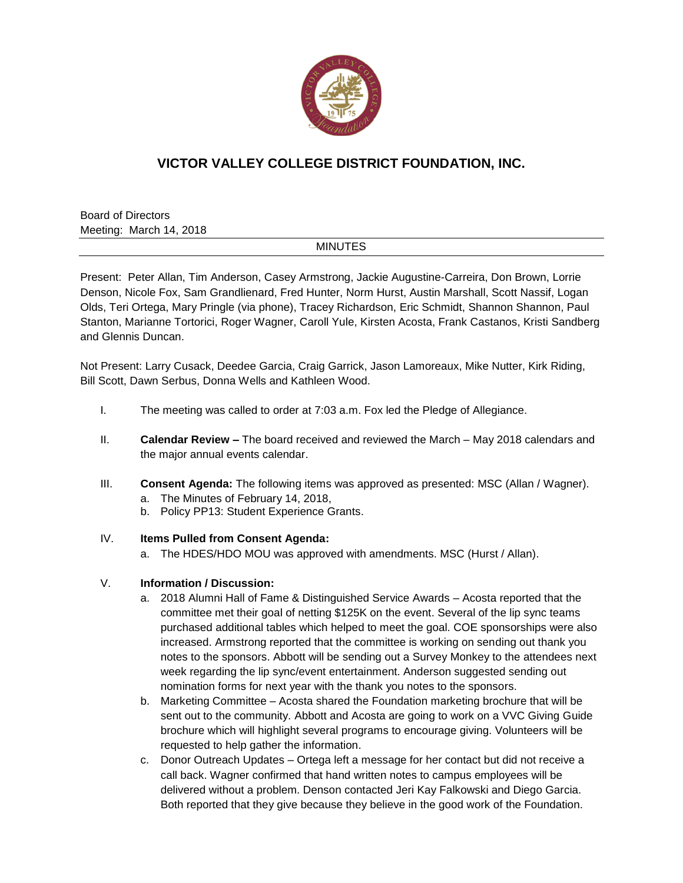# VICTOR VALLEY COLLEGE DISTRICT FOUNDATION, INC.

Board of Directors
Meeting: March 14, 2018

MINUTES

Present: Peter Allan, Tim Anderson, Casey Armstrong, Jackie Augustine-Carreira, Don Brown, Lorrie Denson, Nicole Fox, Sam Grandlienard, Fred Hunter, Norm Hurst, Austin Marshall, Scott Nassif, Logan Olds, Teri Ortega, Mary Pringle (via phone), Tracey Richardson, Eric Schmidt, Shannon Shannon, Paul Stanton, Marianne Tortorici, Roger Wagner, Caroll Yule, Kirsten Acosta, Frank Castanos, Kristi Sandberg and Glennis Duncan.

Not Present: Larry Cusack, Deedee Garcia, Craig Garrick, Jason Lamoreaux, Mike Nutter, Kirk Riding, Bill Scott, Dawn Serbus, Donna Wells and Kathleen Wood.

I. The meeting was called to order at 7:03 a.m. Fox led the Pledge of Allegiance.

II. **Calendar Review –** The board received and reviewed the March – May 2018 calendars and the major annual events calendar.

III. **Consent Agenda:** The following items was approved as presented: MSC (Allan / Wagner).
   a. The Minutes of February 14, 2018,
   b. Policy PP13: Student Experience Grants.

IV. **Items Pulled from Consent Agenda:**
   a. The HDES/HDO MOU was approved with amendments. MSC (Hurst / Allan).

V. **Information / Discussion:**
   a. 2018 Alumni Hall of Fame & Distinguished Service Awards – Acosta reported that the committee met their goal of netting $125K on the event. Several of the lip sync teams purchased additional tables which helped to meet the goal. COE sponsorships were also increased. Armstrong reported that the committee is working on sending out thank you notes to the sponsors. Abbott will be sending out a Survey Monkey to the attendees next week regarding the lip sync/event entertainment. Anderson suggested sending out nomination forms for next year with the thank you notes to the sponsors.
   b. Marketing Committee – Acosta shared the Foundation marketing brochure that will be sent out to the community. Abbott and Acosta are going to work on a VVC Giving Guide brochure which will highlight several programs to encourage giving. Volunteers will be requested to help gather the information.
   c. Donor Outreach Updates – Ortega left a message for her contact but did not receive a call back. Wagner confirmed that hand written notes to campus employees will be delivered without a problem. Denson contacted Jeri Kay Falkowski and Diego Garcia. Both reported that they give because they believe in the good work of the Foundation.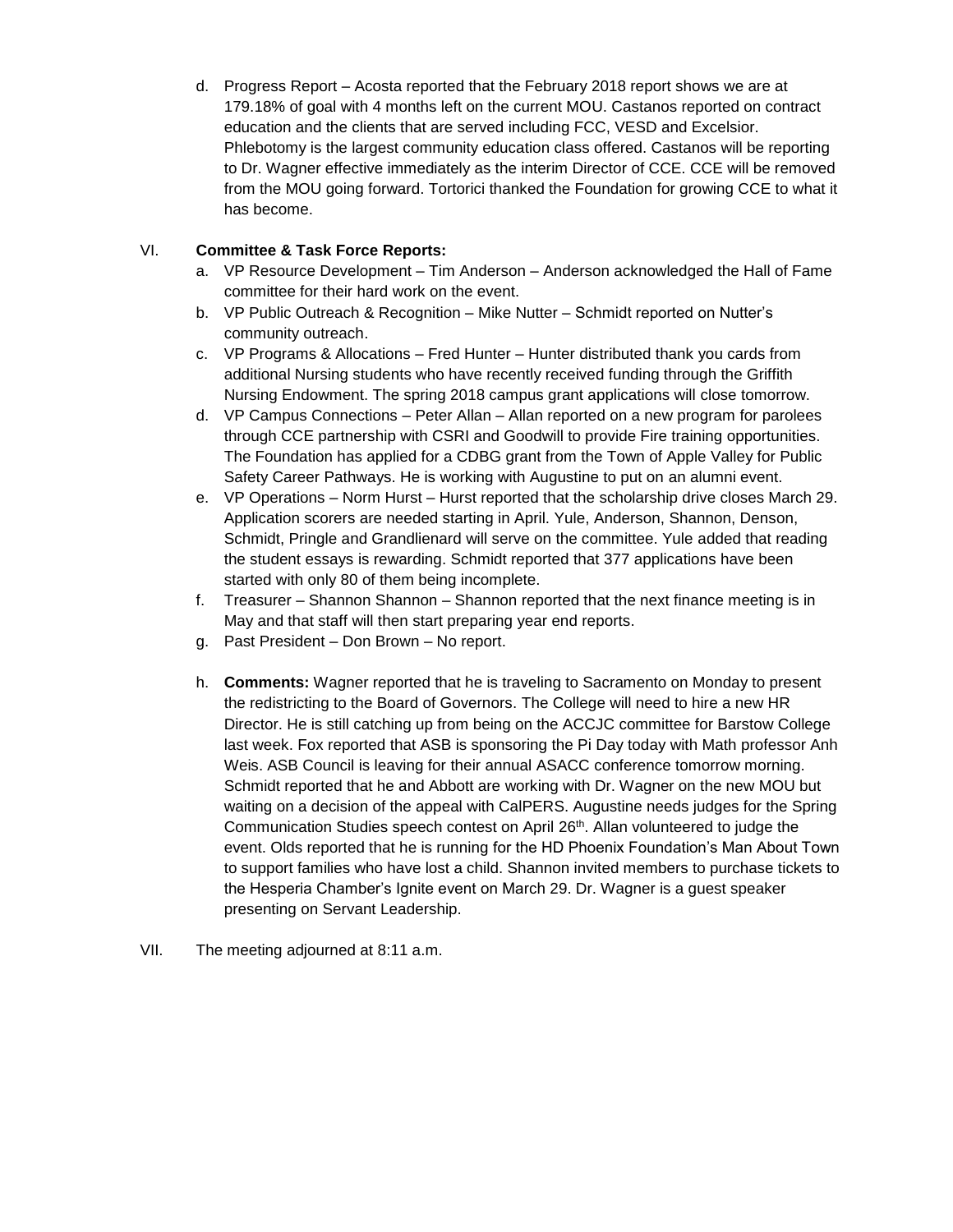d. Progress Report – Acosta reported that the February 2018 report shows we are at 179.18% of goal with 4 months left on the current MOU. Castanos reported on contract education and the clients that are served including FCC, VESD and Excelsior. Phlebotomy is the largest community education class offered. Castanos will be reporting to Dr. Wagner effective immediately as the interim Director of CCE. CCE will be removed from the MOU going forward. Tortorici thanked the Foundation for growing CCE to what it has become.

VI. **Committee & Task Force Reports:**

a. VP Resource Development – Tim Anderson – Anderson acknowledged the Hall of Fame committee for their hard work on the event.

b. VP Public Outreach & Recognition – Mike Nutter – Schmidt reported on Nutter's community outreach.

c. VP Programs & Allocations – Fred Hunter – Hunter distributed thank you cards from additional Nursing students who have recently received funding through the Griffith Nursing Endowment. The spring 2018 campus grant applications will close tomorrow.

d. VP Campus Connections – Peter Allan – Allan reported on a new program for parolees through CCE partnership with CSRI and Goodwill to provide Fire training opportunities. The Foundation has applied for a CDBG grant from the Town of Apple Valley for Public Safety Career Pathways. He is working with Augustine to put on an alumni event.

e. VP Operations – Norm Hurst – Hurst reported that the scholarship drive closes March 29. Application scorers are needed starting in April. Yule, Anderson, Shannon, Denson, Schmidt, Pringle and Grandlienard will serve on the committee. Yule added that reading the student essays is rewarding. Schmidt reported that 377 applications have been started with only 80 of them being incomplete.

f. Treasurer – Shannon Shannon – Shannon reported that the next finance meeting is in May and that staff will then start preparing year end reports.

g. Past President – Don Brown – No report.

h. **Comments:** Wagner reported that he is traveling to Sacramento on Monday to present the redistricting to the Board of Governors. The College will need to hire a new HR Director. He is still catching up from being on the ACCJC committee for Barstow College last week. Fox reported that ASB is sponsoring the Pi Day today with Math professor Anh Weis. ASB Council is leaving for their annual ASACC conference tomorrow morning. Schmidt reported that he and Abbott are working with Dr. Wagner on the new MOU but waiting on a decision of the appeal with CalPERS. Augustine needs judges for the Spring Communication Studies speech contest on April 26th. Allan volunteered to judge the event. Olds reported that he is running for the HD Phoenix Foundation's Man About Town to support families who have lost a child. Shannon invited members to purchase tickets to the Hesperia Chamber's Ignite event on March 29. Dr. Wagner is a guest speaker presenting on Servant Leadership.

VII. The meeting adjourned at 8:11 a.m.